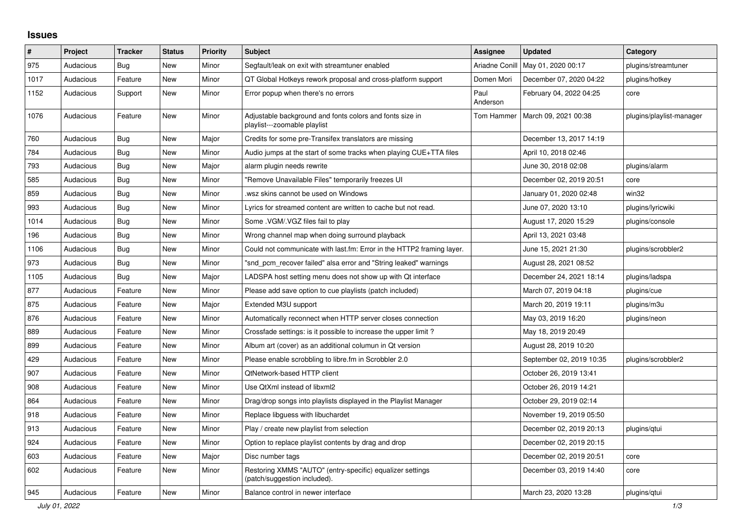# Issues

| # | Project | Tracker | Status | Priority | Subject | Assignee | Updated | Category |
|---|---|---|---|---|---|---|---|---|
| 975 | Audacious | Bug | New | Minor | Segfault/leak on exit with streamtuner enabled | Ariadne Conill | May 01, 2020 00:17 | plugins/streamtuner |
| 1017 | Audacious | Feature | New | Minor | QT Global Hotkeys rework proposal and cross-platform support | Domen Mori | December 07, 2020 04:22 | plugins/hotkey |
| 1152 | Audacious | Support | New | Minor | Error popup when there's no errors | Paul Anderson | February 04, 2022 04:25 | core |
| 1076 | Audacious | Feature | New | Minor | Adjustable background and fonts colors and fonts size in playlist---zoomable playlist | Tom Hammer | March 09, 2021 00:38 | plugins/playlist-manager |
| 760 | Audacious | Bug | New | Major | Credits for some pre-Transifex translators are missing | | December 13, 2017 14:19 | |
| 784 | Audacious | Bug | New | Minor | Audio jumps at the start of some tracks when playing CUE+TTA files | | April 10, 2018 02:46 | |
| 793 | Audacious | Bug | New | Major | alarm plugin needs rewrite | | June 30, 2018 02:08 | plugins/alarm |
| 585 | Audacious | Bug | New | Minor | "Remove Unavailable Files" temporarily freezes UI | | December 02, 2019 20:51 | core |
| 859 | Audacious | Bug | New | Minor | .wsz skins cannot be used on Windows | | January 01, 2020 02:48 | win32 |
| 993 | Audacious | Bug | New | Minor | Lyrics for streamed content are written to cache but not read. | | June 07, 2020 13:10 | plugins/lyricwiki |
| 1014 | Audacious | Bug | New | Minor | Some .VGM/.VGZ files fail to play | | August 17, 2020 15:29 | plugins/console |
| 196 | Audacious | Bug | New | Minor | Wrong channel map when doing surround playback | | April 13, 2021 03:48 | |
| 1106 | Audacious | Bug | New | Minor | Could not communicate with last.fm: Error in the HTTP2 framing layer. | | June 15, 2021 21:30 | plugins/scrobbler2 |
| 973 | Audacious | Bug | New | Minor | "snd_pcm_recover failed" alsa error and "String leaked" warnings | | August 28, 2021 08:52 | |
| 1105 | Audacious | Bug | New | Major | LADSPA host setting menu does not show up with Qt interface | | December 24, 2021 18:14 | plugins/ladspa |
| 877 | Audacious | Feature | New | Minor | Please add save option to cue playlists (patch included) | | March 07, 2019 04:18 | plugins/cue |
| 875 | Audacious | Feature | New | Major | Extended M3U support | | March 20, 2019 19:11 | plugins/m3u |
| 876 | Audacious | Feature | New | Minor | Automatically reconnect when HTTP server closes connection | | May 03, 2019 16:20 | plugins/neon |
| 889 | Audacious | Feature | New | Minor | Crossfade settings: is it possible to increase the upper limit ? | | May 18, 2019 20:49 | |
| 899 | Audacious | Feature | New | Minor | Album art (cover) as an additional columun in Qt version | | August 28, 2019 10:20 | |
| 429 | Audacious | Feature | New | Minor | Please enable scrobbling to libre.fm in Scrobbler 2.0 | | September 02, 2019 10:35 | plugins/scrobbler2 |
| 907 | Audacious | Feature | New | Minor | QtNetwork-based HTTP client | | October 26, 2019 13:41 | |
| 908 | Audacious | Feature | New | Minor | Use QtXml instead of libxml2 | | October 26, 2019 14:21 | |
| 864 | Audacious | Feature | New | Minor | Drag/drop songs into playlists displayed in the Playlist Manager | | October 29, 2019 02:14 | |
| 918 | Audacious | Feature | New | Minor | Replace libguess with libuchardet | | November 19, 2019 05:50 | |
| 913 | Audacious | Feature | New | Minor | Play / create new playlist from selection | | December 02, 2019 20:13 | plugins/qtui |
| 924 | Audacious | Feature | New | Minor | Option to replace playlist contents by drag and drop | | December 02, 2019 20:15 | |
| 603 | Audacious | Feature | New | Major | Disc number tags | | December 02, 2019 20:51 | core |
| 602 | Audacious | Feature | New | Minor | Restoring XMMS "AUTO" (entry-specific) equalizer settings (patch/suggestion included). | | December 03, 2019 14:40 | core |
| 945 | Audacious | Feature | New | Minor | Balance control in newer interface | | March 23, 2020 13:28 | plugins/qtui |

*July 01, 2022*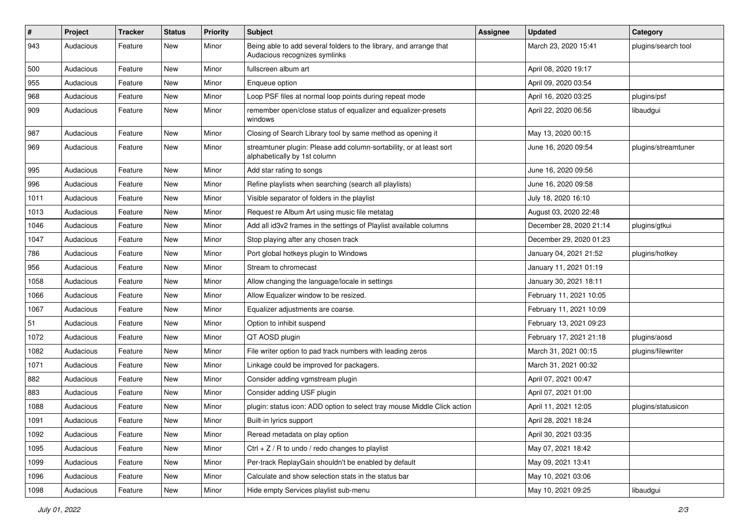| # | Project | Tracker | Status | Priority | Subject | Assignee | Updated | Category |
|---|---|---|---|---|---|---|---|---|
| 943 | Audacious | Feature | New | Minor | Being able to add several folders to the library, and arrange that Audacious recognizes symlinks | | March 23, 2020 15:41 | plugins/search tool |
| 500 | Audacious | Feature | New | Minor | fullscreen album art | | April 08, 2020 19:17 | |
| 955 | Audacious | Feature | New | Minor | Enqueue option | | April 09, 2020 03:54 | |
| 968 | Audacious | Feature | New | Minor | Loop PSF files at normal loop points during repeat mode | | April 16, 2020 03:25 | plugins/psf |
| 909 | Audacious | Feature | New | Minor | remember open/close status of equalizer and equalizer-presets windows | | April 22, 2020 06:56 | libaudgui |
| 987 | Audacious | Feature | New | Minor | Closing of Search Library tool by same method as opening it | | May 13, 2020 00:15 | |
| 969 | Audacious | Feature | New | Minor | streamtuner plugin: Please add column-sortability, or at least sort alphabetically by 1st column | | June 16, 2020 09:54 | plugins/streamtuner |
| 995 | Audacious | Feature | New | Minor | Add star rating to songs | | June 16, 2020 09:56 | |
| 996 | Audacious | Feature | New | Minor | Refine playlists when searching (search all playlists) | | June 16, 2020 09:58 | |
| 1011 | Audacious | Feature | New | Minor | Visible separator of folders in the playlist | | July 18, 2020 16:10 | |
| 1013 | Audacious | Feature | New | Minor | Request re Album Art using music file metatag | | August 03, 2020 22:48 | |
| 1046 | Audacious | Feature | New | Minor | Add all id3v2 frames in the settings of Playlist available columns | | December 28, 2020 21:14 | plugins/gtkui |
| 1047 | Audacious | Feature | New | Minor | Stop playing after any chosen track | | December 29, 2020 01:23 | |
| 786 | Audacious | Feature | New | Minor | Port global hotkeys plugin to Windows | | January 04, 2021 21:52 | plugins/hotkey |
| 956 | Audacious | Feature | New | Minor | Stream to chromecast | | January 11, 2021 01:19 | |
| 1058 | Audacious | Feature | New | Minor | Allow changing the language/locale in settings | | January 30, 2021 18:11 | |
| 1066 | Audacious | Feature | New | Minor | Allow Equalizer window to be resized. | | February 11, 2021 10:05 | |
| 1067 | Audacious | Feature | New | Minor | Equalizer adjustments are coarse. | | February 11, 2021 10:09 | |
| 51 | Audacious | Feature | New | Minor | Option to inhibit suspend | | February 13, 2021 09:23 | |
| 1072 | Audacious | Feature | New | Minor | QT AOSD plugin | | February 17, 2021 21:18 | plugins/aosd |
| 1082 | Audacious | Feature | New | Minor | File writer option to pad track numbers with leading zeros | | March 31, 2021 00:15 | plugins/filewriter |
| 1071 | Audacious | Feature | New | Minor | Linkage could be improved for packagers. | | March 31, 2021 00:32 | |
| 882 | Audacious | Feature | New | Minor | Consider adding vgmstream plugin | | April 07, 2021 00:47 | |
| 883 | Audacious | Feature | New | Minor | Consider adding USF plugin | | April 07, 2021 01:00 | |
| 1088 | Audacious | Feature | New | Minor | plugin: status icon: ADD option to select tray mouse Middle Click action | | April 11, 2021 12:05 | plugins/statusicon |
| 1091 | Audacious | Feature | New | Minor | Built-in lyrics support | | April 28, 2021 18:24 | |
| 1092 | Audacious | Feature | New | Minor | Reread metadata on play option | | April 30, 2021 03:35 | |
| 1095 | Audacious | Feature | New | Minor | Ctrl + Z / R to undo / redo changes to playlist | | May 07, 2021 18:42 | |
| 1099 | Audacious | Feature | New | Minor | Per-track ReplayGain shouldn't be enabled by default | | May 09, 2021 13:41 | |
| 1096 | Audacious | Feature | New | Minor | Calculate and show selection stats in the status bar | | May 10, 2021 03:06 | |
| 1098 | Audacious | Feature | New | Minor | Hide empty Services playlist sub-menu | | May 10, 2021 09:25 | libaudgui |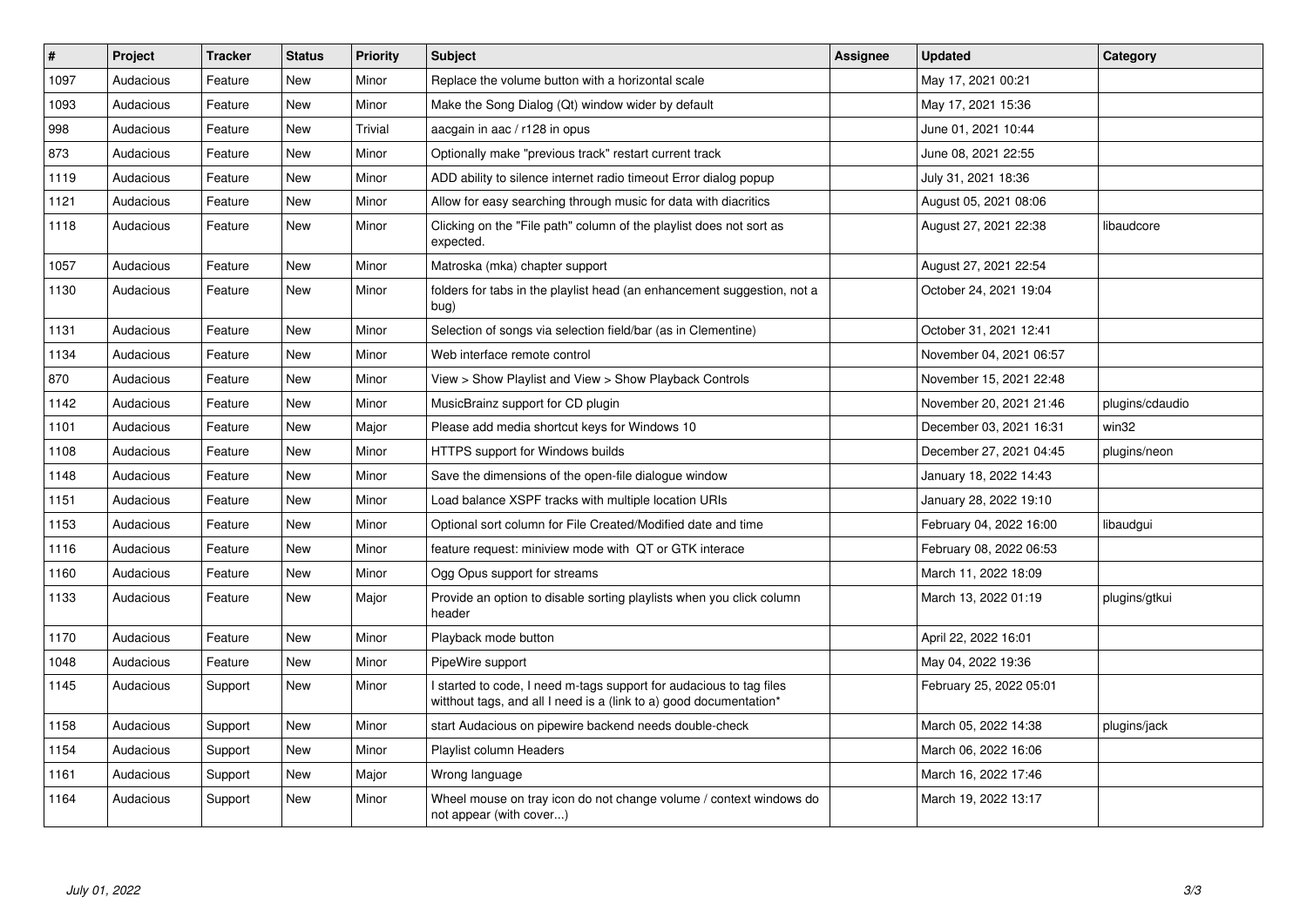| # | Project | Tracker | Status | Priority | Subject | Assignee | Updated | Category |
|---|---|---|---|---|---|---|---|---|
| 1097 | Audacious | Feature | New | Minor | Replace the volume button with a horizontal scale | | May 17, 2021 00:21 | |
| 1093 | Audacious | Feature | New | Minor | Make the Song Dialog (Qt) window wider by default | | May 17, 2021 15:36 | |
| 998 | Audacious | Feature | New | Trivial | aacgain in aac / r128 in opus | | June 01, 2021 10:44 | |
| 873 | Audacious | Feature | New | Minor | Optionally make "previous track" restart current track | | June 08, 2021 22:55 | |
| 1119 | Audacious | Feature | New | Minor | ADD ability to silence internet radio timeout Error dialog popup | | July 31, 2021 18:36 | |
| 1121 | Audacious | Feature | New | Minor | Allow for easy searching through music for data with diacritics | | August 05, 2021 08:06 | |
| 1118 | Audacious | Feature | New | Minor | Clicking on the "File path" column of the playlist does not sort as expected. | | August 27, 2021 22:38 | libaudcore |
| 1057 | Audacious | Feature | New | Minor | Matroska (mka) chapter support | | August 27, 2021 22:54 | |
| 1130 | Audacious | Feature | New | Minor | folders for tabs in the playlist head (an enhancement suggestion, not a bug) | | October 24, 2021 19:04 | |
| 1131 | Audacious | Feature | New | Minor | Selection of songs via selection field/bar (as in Clementine) | | October 31, 2021 12:41 | |
| 1134 | Audacious | Feature | New | Minor | Web interface remote control | | November 04, 2021 06:57 | |
| 870 | Audacious | Feature | New | Minor | View > Show Playlist and View > Show Playback Controls | | November 15, 2021 22:48 | |
| 1142 | Audacious | Feature | New | Minor | MusicBrainz support for CD plugin | | November 20, 2021 21:46 | plugins/cdaudio |
| 1101 | Audacious | Feature | New | Major | Please add media shortcut keys for Windows 10 | | December 03, 2021 16:31 | win32 |
| 1108 | Audacious | Feature | New | Minor | HTTPS support for Windows builds | | December 27, 2021 04:45 | plugins/neon |
| 1148 | Audacious | Feature | New | Minor | Save the dimensions of the open-file dialogue window | | January 18, 2022 14:43 | |
| 1151 | Audacious | Feature | New | Minor | Load balance XSPF tracks with multiple location URIs | | January 28, 2022 19:10 | |
| 1153 | Audacious | Feature | New | Minor | Optional sort column for File Created/Modified date and time | | February 04, 2022 16:00 | libaudgui |
| 1116 | Audacious | Feature | New | Minor | feature request: miniview mode with QT or GTK interace | | February 08, 2022 06:53 | |
| 1160 | Audacious | Feature | New | Minor | Ogg Opus support for streams | | March 11, 2022 18:09 | |
| 1133 | Audacious | Feature | New | Major | Provide an option to disable sorting playlists when you click column header | | March 13, 2022 01:19 | plugins/gtkui |
| 1170 | Audacious | Feature | New | Minor | Playback mode button | | April 22, 2022 16:01 | |
| 1048 | Audacious | Feature | New | Minor | PipeWire support | | May 04, 2022 19:36 | |
| 1145 | Audacious | Support | New | Minor | I started to code, I need m-tags support for audacious to tag files witthout tags, and all I need is a (link to a) good documentation* | | February 25, 2022 05:01 | |
| 1158 | Audacious | Support | New | Minor | start Audacious on pipewire backend needs double-check | | March 05, 2022 14:38 | plugins/jack |
| 1154 | Audacious | Support | New | Minor | Playlist column Headers | | March 06, 2022 16:06 | |
| 1161 | Audacious | Support | New | Major | Wrong language | | March 16, 2022 17:46 | |
| 1164 | Audacious | Support | New | Minor | Wheel mouse on tray icon do not change volume / context windows do not appear (with cover...) | | March 19, 2022 13:17 | |